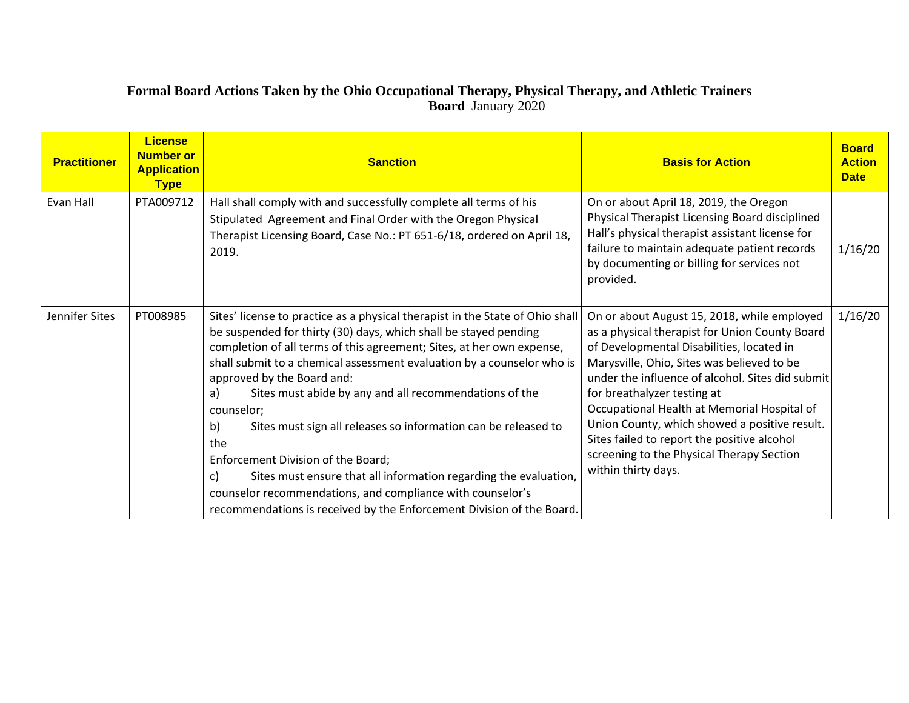# Formal Board Actions Taken by the Ohio Occupational Therapy, Physical Therapy, and Athletic Trainers Board January 2020

| Practitioner | License Number or Application Type | Sanction | Basis for Action | Board Action Date |
|---|---|---|---|---|
| Evan Hall | PTA009712 | Hall shall comply with and successfully complete all terms of his Stipulated Agreement and Final Order with the Oregon Physical Therapist Licensing Board, Case No.: PT 651-6/18, ordered on April 18, 2019. | On or about April 18, 2019, the Oregon Physical Therapist Licensing Board disciplined Hall's physical therapist assistant license for failure to maintain adequate patient records by documenting or billing for services not provided. | 1/16/20 |
| Jennifer Sites | PT008985 | Sites' license to practice as a physical therapist in the State of Ohio shall be suspended for thirty (30) days, which shall be stayed pending completion of all terms of this agreement; Sites, at her own expense, shall submit to a chemical assessment evaluation by a counselor who is approved by the Board and:<br>a) Sites must abide by any and all recommendations of the counselor;<br>b) Sites must sign all releases so information can be released to the Enforcement Division of the Board;<br>c) Sites must ensure that all information regarding the evaluation, counselor recommendations, and compliance with counselor's recommendations is received by the Enforcement Division of the Board. | On or about August 15, 2018, while employed as a physical therapist for Union County Board of Developmental Disabilities, located in Marysville, Ohio, Sites was believed to be under the influence of alcohol. Sites did submit for breathalyzer testing at Occupational Health at Memorial Hospital of Union County, which showed a positive result. Sites failed to report the positive alcohol screening to the Physical Therapy Section within thirty days. | 1/16/20 |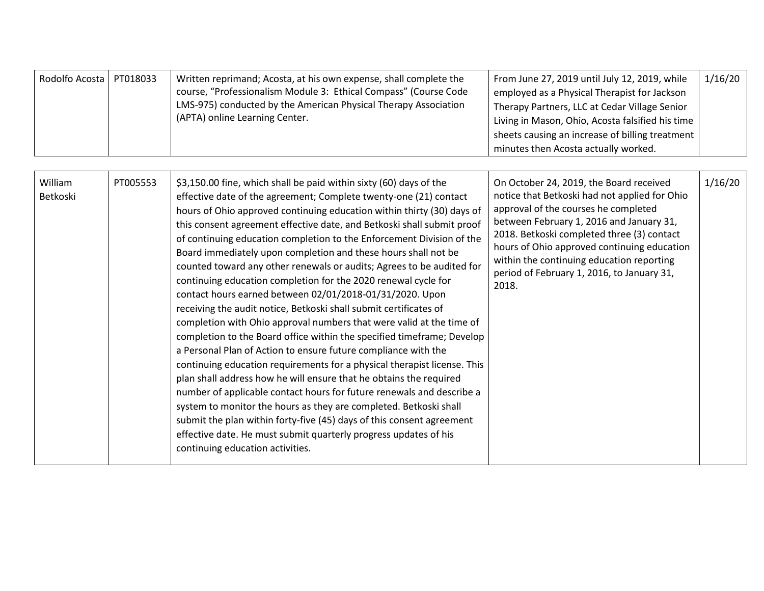| | | | | |
|---|---|---|---|---|
| Rodolfo Acosta | PT018033 | Written reprimand; Acosta, at his own expense, shall complete the course, "Professionalism Module 3: Ethical Compass" (Course Code LMS-975) conducted by the American Physical Therapy Association (APTA) online Learning Center. | From June 27, 2019 until July 12, 2019, while employed as a Physical Therapist for Jackson Therapy Partners, LLC at Cedar Village Senior Living in Mason, Ohio, Acosta falsified his time sheets causing an increase of billing treatment minutes then Acosta actually worked. | 1/16/20 |
| William Betkoski | PT005553 | $3,150.00 fine, which shall be paid within sixty (60) days of the effective date of the agreement; Complete twenty-one (21) contact hours of Ohio approved continuing education within thirty (30) days of this consent agreement effective date, and Betkoski shall submit proof of continuing education completion to the Enforcement Division of the Board immediately upon completion and these hours shall not be counted toward any other renewals or audits; Agrees to be audited for continuing education completion for the 2020 renewal cycle for contact hours earned between 02/01/2018-01/31/2020. Upon receiving the audit notice, Betkoski shall submit certificates of completion with Ohio approval numbers that were valid at the time of completion to the Board office within the specified timeframe; Develop a Personal Plan of Action to ensure future compliance with the continuing education requirements for a physical therapist license. This plan shall address how he will ensure that he obtains the required number of applicable contact hours for future renewals and describe a system to monitor the hours as they are completed. Betkoski shall submit the plan within forty-five (45) days of this consent agreement effective date. He must submit quarterly progress updates of his continuing education activities. | On October 24, 2019, the Board received notice that Betkoski had not applied for Ohio approval of the courses he completed between February 1, 2016 and January 31, 2018. Betkoski completed three (3) contact hours of Ohio approved continuing education within the continuing education reporting period of February 1, 2016, to January 31, 2018. | 1/16/20 |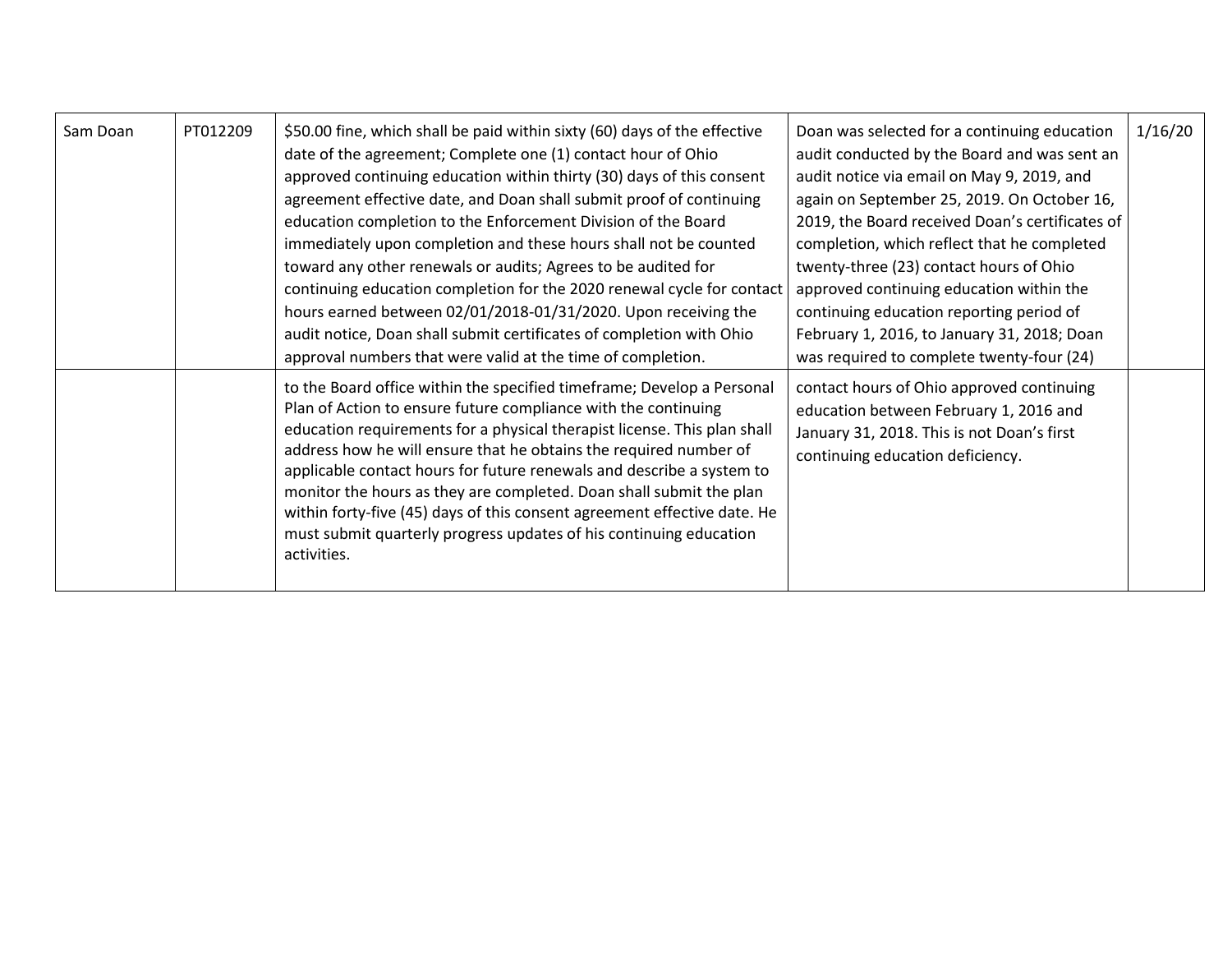| Sam Doan | PT012209 | $50.00 fine, which shall be paid within sixty (60) days of the effective date of the agreement; Complete one (1) contact hour of Ohio approved continuing education within thirty (30) days of this consent agreement effective date, and Doan shall submit proof of continuing education completion to the Enforcement Division of the Board immediately upon completion and these hours shall not be counted toward any other renewals or audits; Agrees to be audited for continuing education completion for the 2020 renewal cycle for contact hours earned between 02/01/2018-01/31/2020. Upon receiving the audit notice, Doan shall submit certificates of completion with Ohio approval numbers that were valid at the time of completion. | Doan was selected for a continuing education audit conducted by the Board and was sent an audit notice via email on May 9, 2019, and again on September 25, 2019. On October 16, 2019, the Board received Doan's certificates of completion, which reflect that he completed twenty-three (23) contact hours of Ohio approved continuing education within the continuing education reporting period of February 1, 2016, to January 31, 2018; Doan was required to complete twenty-four (24) | 1/16/20 |
|---|---|---|---|---|
| | | to the Board office within the specified timeframe; Develop a Personal Plan of Action to ensure future compliance with the continuing education requirements for a physical therapist license. This plan shall address how he will ensure that he obtains the required number of applicable contact hours for future renewals and describe a system to monitor the hours as they are completed. Doan shall submit the plan within forty-five (45) days of this consent agreement effective date. He must submit quarterly progress updates of his continuing education activities. | contact hours of Ohio approved continuing education between February 1, 2016 and January 31, 2018. This is not Doan's first continuing education deficiency. | |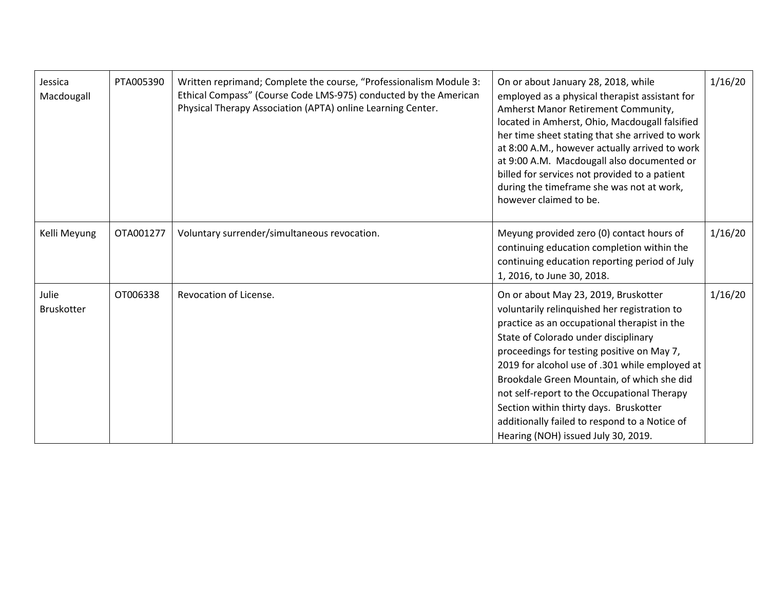| | | | | |
|---|---|---|---|---|
| Jessica Macdougall | PTA005390 | Written reprimand; Complete the course, "Professionalism Module 3: Ethical Compass" (Course Code LMS-975) conducted by the American Physical Therapy Association (APTA) online Learning Center. | On or about January 28, 2018, while employed as a physical therapist assistant for Amherst Manor Retirement Community, located in Amherst, Ohio, Macdougall falsified her time sheet stating that she arrived to work at 8:00 A.M., however actually arrived to work at 9:00 A.M. Macdougall also documented or billed for services not provided to a patient during the timeframe she was not at work, however claimed to be. | 1/16/20 |
| Kelli Meyung | OTA001277 | Voluntary surrender/simultaneous revocation. | Meyung provided zero (0) contact hours of continuing education completion within the continuing education reporting period of July 1, 2016, to June 30, 2018. | 1/16/20 |
| Julie Bruskotter | OT006338 | Revocation of License. | On or about May 23, 2019, Bruskotter voluntarily relinquished her registration to practice as an occupational therapist in the State of Colorado under disciplinary proceedings for testing positive on May 7, 2019 for alcohol use of .301 while employed at Brookdale Green Mountain, of which she did not self-report to the Occupational Therapy Section within thirty days. Bruskotter additionally failed to respond to a Notice of Hearing (NOH) issued July 30, 2019. | 1/16/20 |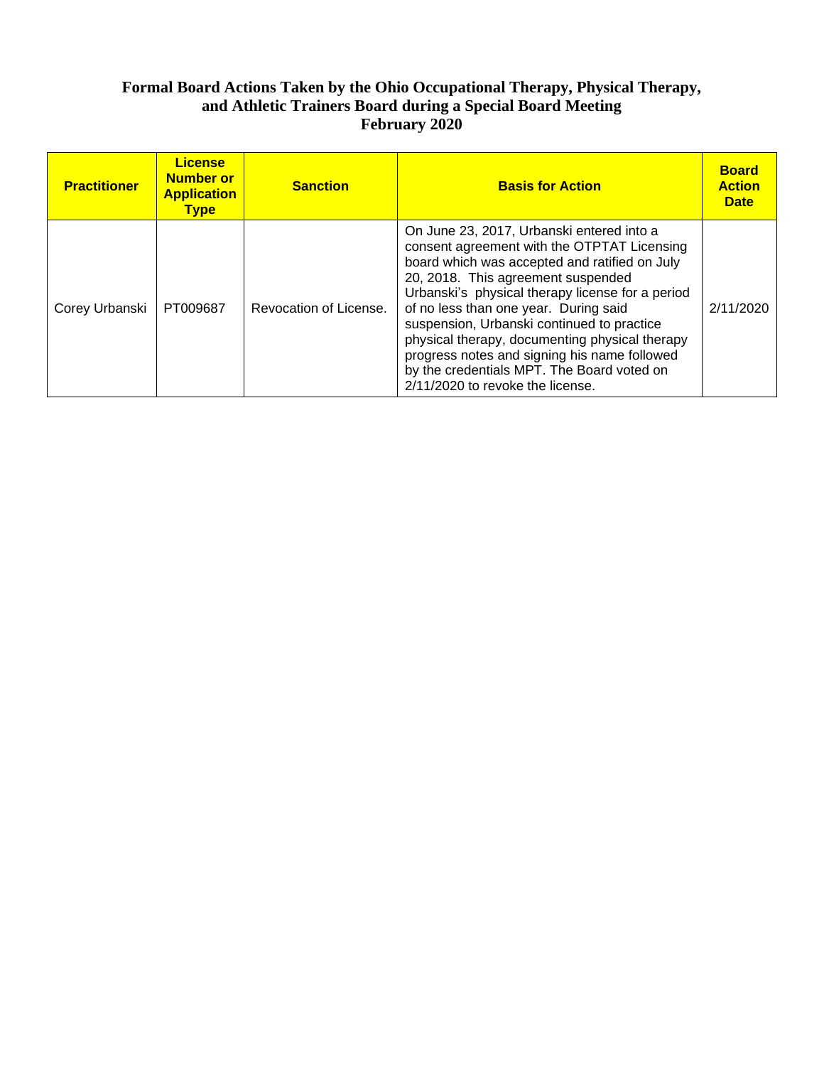**Formal Board Actions Taken by the Ohio Occupational Therapy, Physical Therapy, and Athletic Trainers Board during a Special Board Meeting February 2020**

| Practitioner | License Number or Application Type | Sanction | Basis for Action | Board Action Date |
|---|---|---|---|---|
| Corey Urbanski | PT009687 | Revocation of License. | On June 23, 2017, Urbanski entered into a consent agreement with the OTPTAT Licensing board which was accepted and ratified on July 20, 2018. This agreement suspended Urbanski's physical therapy license for a period of no less than one year. During said suspension, Urbanski continued to practice physical therapy, documenting physical therapy progress notes and signing his name followed by the credentials MPT. The Board voted on 2/11/2020 to revoke the license. | 2/11/2020 |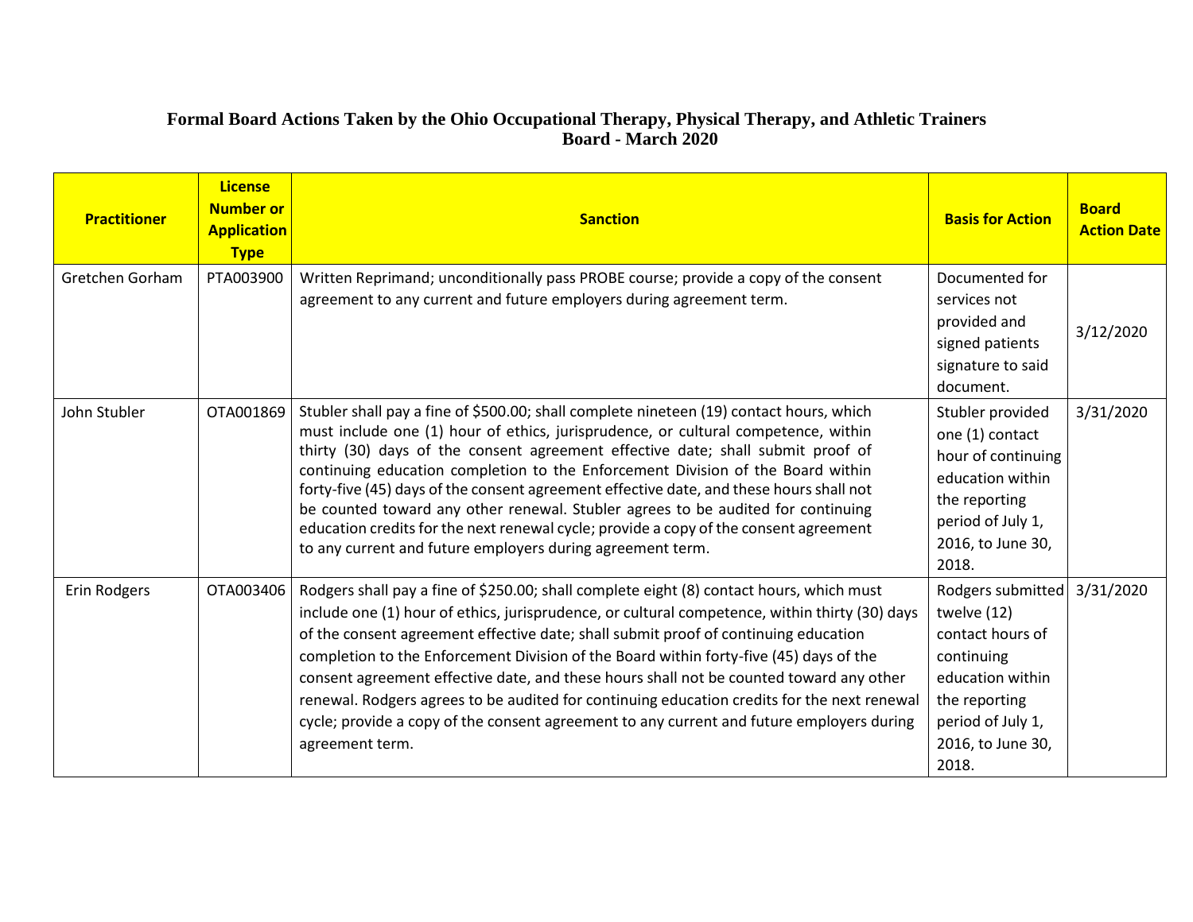**Formal Board Actions Taken by the Ohio Occupational Therapy, Physical Therapy, and Athletic Trainers Board - March 2020**

| Practitioner | License Number or Application Type | Sanction | Basis for Action | Board Action Date |
|---|---|---|---|---|
| Gretchen Gorham | PTA003900 | Written Reprimand; unconditionally pass PROBE course; provide a copy of the consent agreement to any current and future employers during agreement term. | Documented for services not provided and signed patients signature to said document. | 3/12/2020 |
| John Stubler | OTA001869 | Stubler shall pay a fine of $500.00; shall complete nineteen (19) contact hours, which must include one (1) hour of ethics, jurisprudence, or cultural competence, within thirty (30) days of the consent agreement effective date; shall submit proof of continuing education completion to the Enforcement Division of the Board within forty-five (45) days of the consent agreement effective date, and these hours shall not be counted toward any other renewal. Stubler agrees to be audited for continuing education credits for the next renewal cycle; provide a copy of the consent agreement to any current and future employers during agreement term. | Stubler provided one (1) contact hour of continuing education within the reporting period of July 1, 2016, to June 30, 2018. | 3/31/2020 |
| Erin Rodgers | OTA003406 | Rodgers shall pay a fine of $250.00; shall complete eight (8) contact hours, which must include one (1) hour of ethics, jurisprudence, or cultural competence, within thirty (30) days of the consent agreement effective date; shall submit proof of continuing education completion to the Enforcement Division of the Board within forty-five (45) days of the consent agreement effective date, and these hours shall not be counted toward any other renewal. Rodgers agrees to be audited for continuing education credits for the next renewal cycle; provide a copy of the consent agreement to any current and future employers during agreement term. | Rodgers submitted twelve (12) contact hours of continuing education within the reporting period of July 1, 2016, to June 30, 2018. | 3/31/2020 |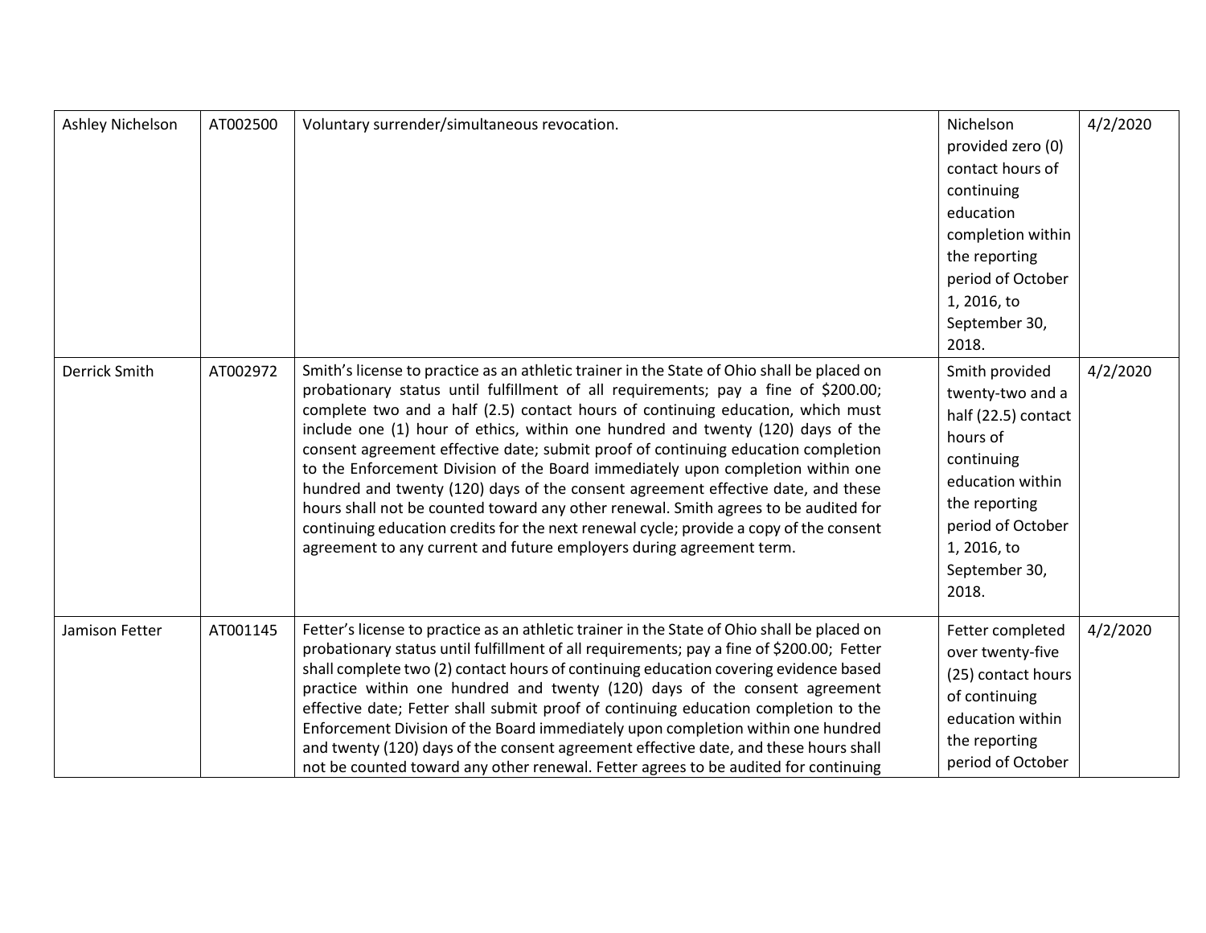| | | | | |
|---|---|---|---|---|
| Ashley Nichelson | AT002500 | Voluntary surrender/simultaneous revocation. | Nichelson provided zero (0) contact hours of continuing education completion within the reporting period of October 1, 2016, to September 30, 2018. | 4/2/2020 |
| Derrick Smith | AT002972 | Smith's license to practice as an athletic trainer in the State of Ohio shall be placed on probationary status until fulfillment of all requirements; pay a fine of $200.00; complete two and a half (2.5) contact hours of continuing education, which must include one (1) hour of ethics, within one hundred and twenty (120) days of the consent agreement effective date; submit proof of continuing education completion to the Enforcement Division of the Board immediately upon completion within one hundred and twenty (120) days of the consent agreement effective date, and these hours shall not be counted toward any other renewal. Smith agrees to be audited for continuing education credits for the next renewal cycle; provide a copy of the consent agreement to any current and future employers during agreement term. | Smith provided twenty-two and a half (22.5) contact hours of continuing education within the reporting period of October 1, 2016, to September 30, 2018. | 4/2/2020 |
| Jamison Fetter | AT001145 | Fetter's license to practice as an athletic trainer in the State of Ohio shall be placed on probationary status until fulfillment of all requirements; pay a fine of $200.00; Fetter shall complete two (2) contact hours of continuing education covering evidence based practice within one hundred and twenty (120) days of the consent agreement effective date; Fetter shall submit proof of continuing education completion to the Enforcement Division of the Board immediately upon completion within one hundred and twenty (120) days of the consent agreement effective date, and these hours shall not be counted toward any other renewal. Fetter agrees to be audited for continuing | Fetter completed over twenty-five (25) contact hours of continuing education within the reporting period of October | 4/2/2020 |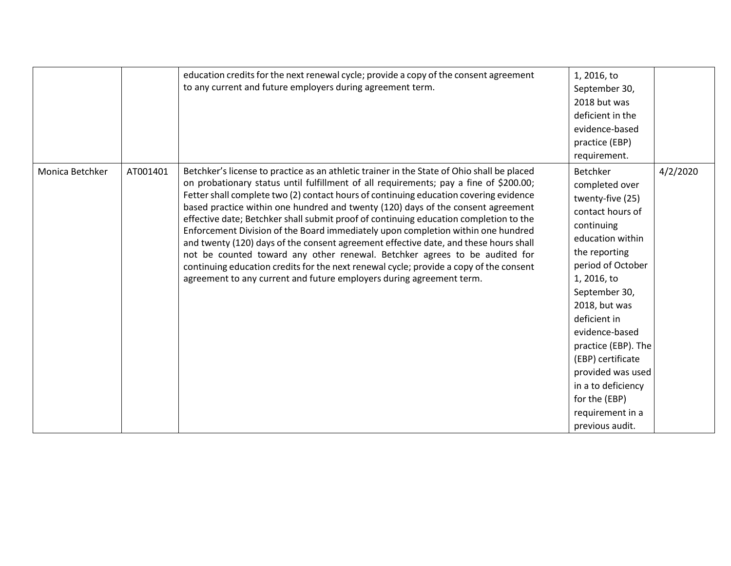| | | | | |
|---|---|---|---|---|
| | | education credits for the next renewal cycle; provide a copy of the consent agreement to any current and future employers during agreement term. | 1, 2016, to September 30, 2018 but was deficient in the evidence-based practice (EBP) requirement. | |
| Monica Betchker | AT001401 | Betchker's license to practice as an athletic trainer in the State of Ohio shall be placed on probationary status until fulfillment of all requirements; pay a fine of $200.00; Fetter shall complete two (2) contact hours of continuing education covering evidence based practice within one hundred and twenty (120) days of the consent agreement effective date; Betchker shall submit proof of continuing education completion to the Enforcement Division of the Board immediately upon completion within one hundred and twenty (120) days of the consent agreement effective date, and these hours shall not be counted toward any other renewal. Betchker agrees to be audited for continuing education credits for the next renewal cycle; provide a copy of the consent agreement to any current and future employers during agreement term. | Betchker completed over twenty-five (25) contact hours of continuing education within the reporting period of October 1, 2016, to September 30, 2018, but was deficient in evidence-based practice (EBP). The (EBP) certificate provided was used in a to deficiency for the (EBP) requirement in a previous audit. | 4/2/2020 |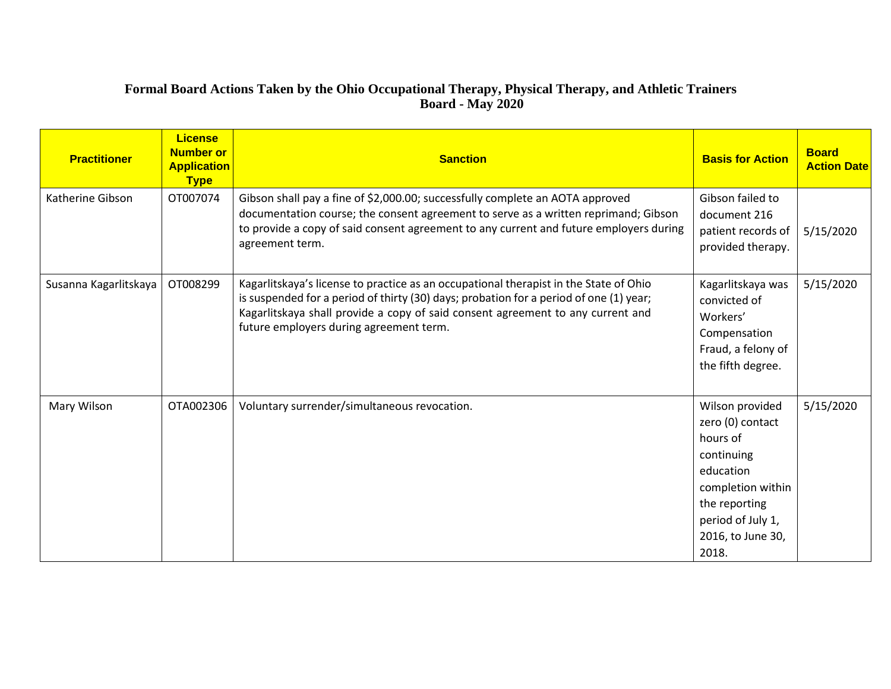**Formal Board Actions Taken by the Ohio Occupational Therapy, Physical Therapy, and Athletic Trainers Board - May 2020**

| Practitioner | License Number or Application Type | Sanction | Basis for Action | Board Action Date |
|---|---|---|---|---|
| Katherine Gibson | OT007074 | Gibson shall pay a fine of $2,000.00; successfully complete an AOTA approved documentation course; the consent agreement to serve as a written reprimand; Gibson to provide a copy of said consent agreement to any current and future employers during agreement term. | Gibson failed to document 216 patient records of provided therapy. | 5/15/2020 |
| Susanna Kagarlitskaya | OT008299 | Kagarlitskaya's license to practice as an occupational therapist in the State of Ohio is suspended for a period of thirty (30) days; probation for a period of one (1) year; Kagarlitskaya shall provide a copy of said consent agreement to any current and future employers during agreement term. | Kagarlitskaya was convicted of Workers' Compensation Fraud, a felony of the fifth degree. | 5/15/2020 |
| Mary Wilson | OTA002306 | Voluntary surrender/simultaneous revocation. | Wilson provided zero (0) contact hours of continuing education completion within the reporting period of July 1, 2016, to June 30, 2018. | 5/15/2020 |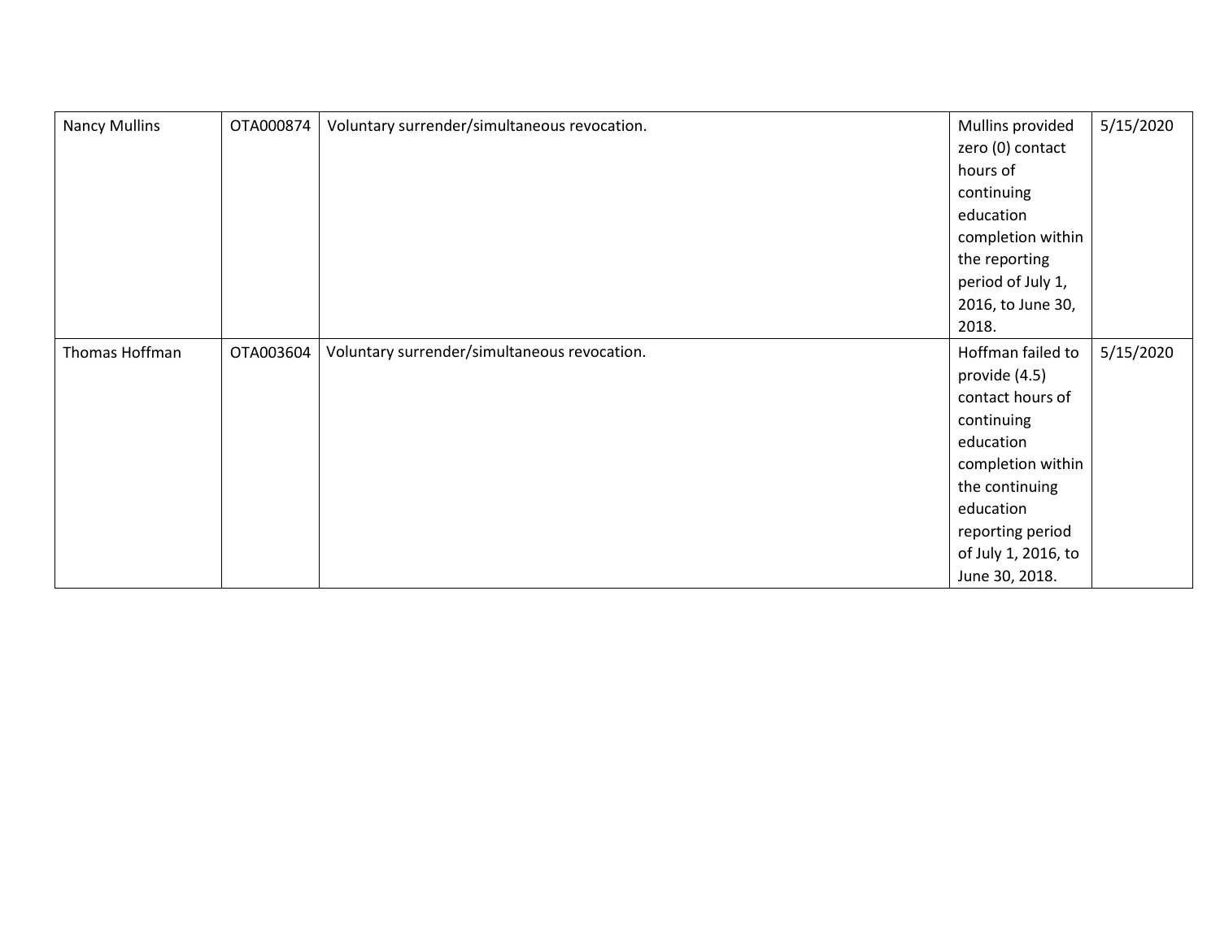| | | | | |
|---|---|---|---|---|
| Nancy Mullins | OTA000874 | Voluntary surrender/simultaneous revocation. | Mullins provided zero (0) contact hours of continuing education completion within the reporting period of July 1, 2016, to June 30, 2018. | 5/15/2020 |
| Thomas Hoffman | OTA003604 | Voluntary surrender/simultaneous revocation. | Hoffman failed to provide (4.5) contact hours of continuing education completion within the continuing education reporting period of July 1, 2016, to June 30, 2018. | 5/15/2020 |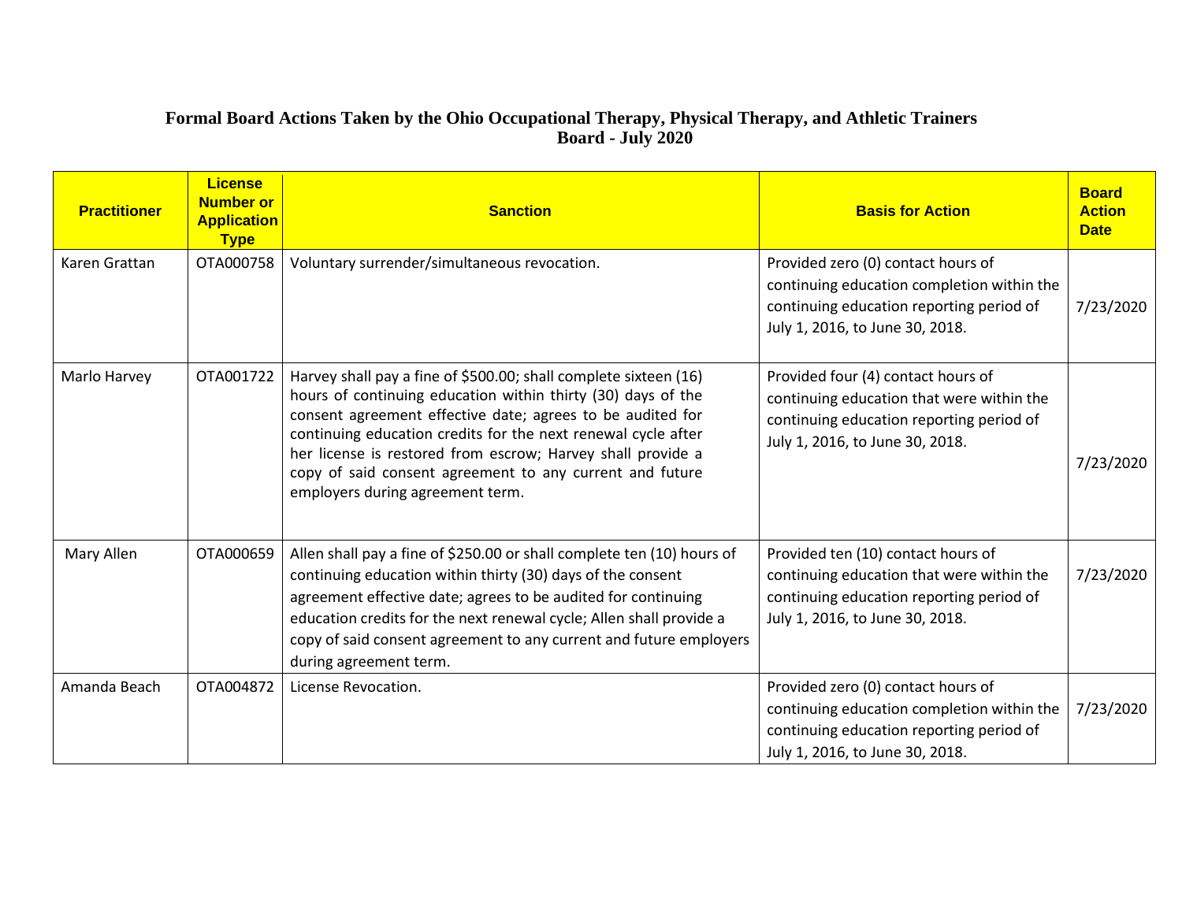# Formal Board Actions Taken by the Ohio Occupational Therapy, Physical Therapy, and Athletic Trainers Board - July 2020

| Practitioner | License Number or Application Type | Sanction | Basis for Action | Board Action Date |
|---|---|---|---|---|
| Karen Grattan | OTA000758 | Voluntary surrender/simultaneous revocation. | Provided zero (0) contact hours of continuing education completion within the continuing education reporting period of July 1, 2016, to June 30, 2018. | 7/23/2020 |
| Marlo Harvey | OTA001722 | Harvey shall pay a fine of $500.00; shall complete sixteen (16) hours of continuing education within thirty (30) days of the consent agreement effective date; agrees to be audited for continuing education credits for the next renewal cycle after her license is restored from escrow; Harvey shall provide a copy of said consent agreement to any current and future employers during agreement term. | Provided four (4) contact hours of continuing education that were within the continuing education reporting period of July 1, 2016, to June 30, 2018. | 7/23/2020 |
| Mary Allen | OTA000659 | Allen shall pay a fine of $250.00 or shall complete ten (10) hours of continuing education within thirty (30) days of the consent agreement effective date; agrees to be audited for continuing education credits for the next renewal cycle; Allen shall provide a copy of said consent agreement to any current and future employers during agreement term. | Provided ten (10) contact hours of continuing education that were within the continuing education reporting period of July 1, 2016, to June 30, 2018. | 7/23/2020 |
| Amanda Beach | OTA004872 | License Revocation. | Provided zero (0) contact hours of continuing education completion within the continuing education reporting period of July 1, 2016, to June 30, 2018. | 7/23/2020 |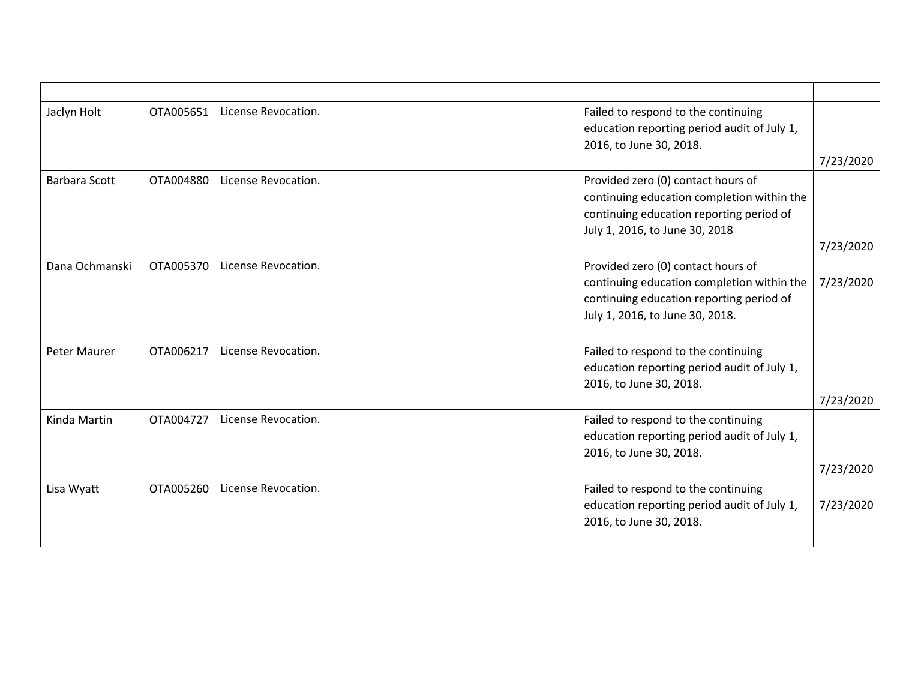| | | | | |
|---|---|---|---|---|
| Jaclyn Holt | OTA005651 | License Revocation. | Failed to respond to the continuing education reporting period audit of July 1, 2016, to June 30, 2018. | 7/23/2020 |
| Barbara Scott | OTA004880 | License Revocation. | Provided zero (0) contact hours of continuing education completion within the continuing education reporting period of July 1, 2016, to June 30, 2018 | 7/23/2020 |
| Dana Ochmanski | OTA005370 | License Revocation. | Provided zero (0) contact hours of continuing education completion within the continuing education reporting period of July 1, 2016, to June 30, 2018. | 7/23/2020 |
| Peter Maurer | OTA006217 | License Revocation. | Failed to respond to the continuing education reporting period audit of July 1, 2016, to June 30, 2018. | 7/23/2020 |
| Kinda Martin | OTA004727 | License Revocation. | Failed to respond to the continuing education reporting period audit of July 1, 2016, to June 30, 2018. | 7/23/2020 |
| Lisa Wyatt | OTA005260 | License Revocation. | Failed to respond to the continuing education reporting period audit of July 1, 2016, to June 30, 2018. | 7/23/2020 |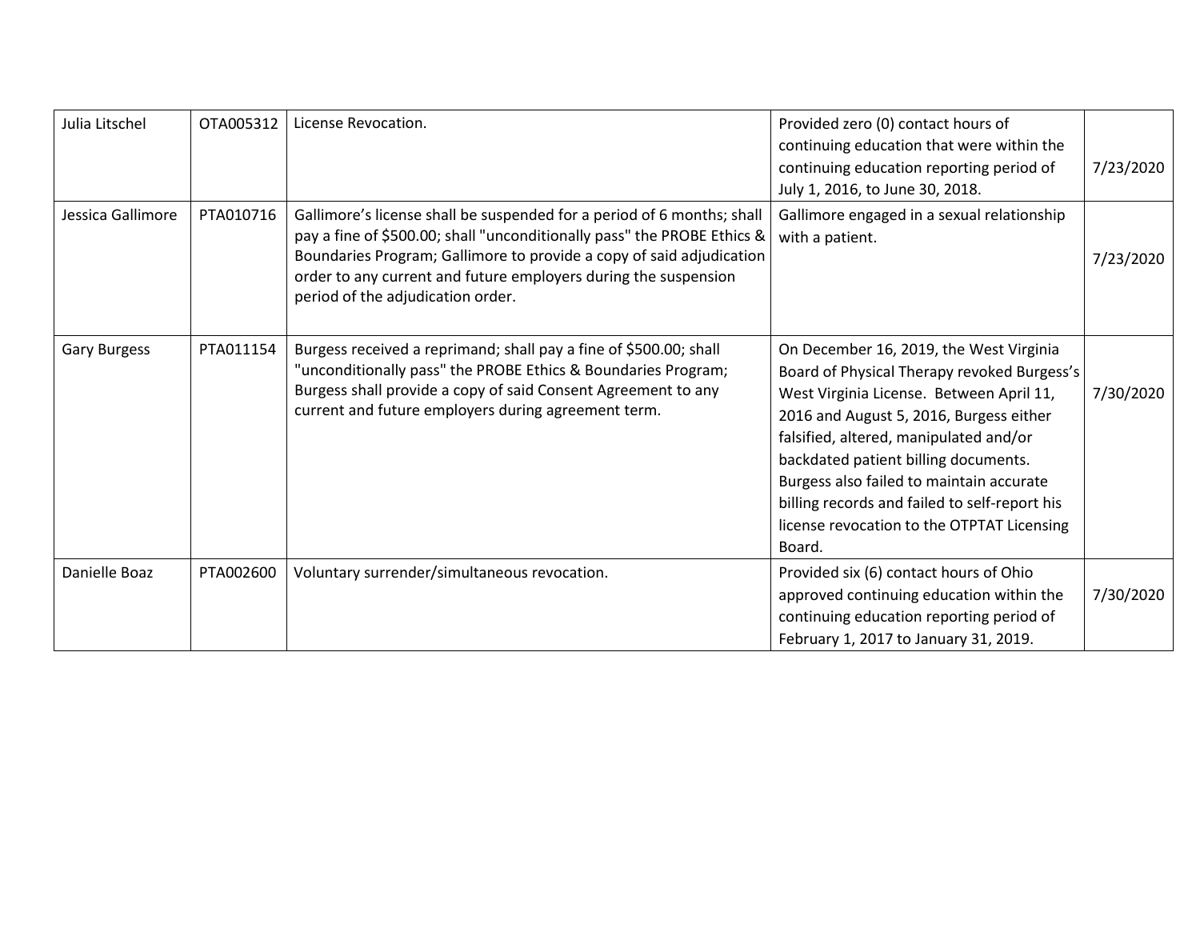| Julia Litschel | OTA005312 | License Revocation. | Provided zero (0) contact hours of continuing education that were within the continuing education reporting period of July 1, 2016, to June 30, 2018. | 7/23/2020 |
|---|---|---|---|---|
| Jessica Gallimore | PTA010716 | Gallimore’s license shall be suspended for a period of 6 months; shall pay a fine of $500.00; shall "unconditionally pass" the PROBE Ethics & Boundaries Program; Gallimore to provide a copy of said adjudication order to any current and future employers during the suspension period of the adjudication order. | Gallimore engaged in a sexual relationship with a patient. | 7/23/2020 |
| Gary Burgess | PTA011154 | Burgess received a reprimand; shall pay a fine of $500.00; shall "unconditionally pass" the PROBE Ethics & Boundaries Program; Burgess shall provide a copy of said Consent Agreement to any current and future employers during agreement term. | On December 16, 2019, the West Virginia Board of Physical Therapy revoked Burgess’s West Virginia License. Between April 11, 2016 and August 5, 2016, Burgess either falsified, altered, manipulated and/or backdated patient billing documents. Burgess also failed to maintain accurate billing records and failed to self-report his license revocation to the OTPTAT Licensing Board. | 7/30/2020 |
| Danielle Boaz | PTA002600 | Voluntary surrender/simultaneous revocation. | Provided six (6) contact hours of Ohio approved continuing education within the continuing education reporting period of February 1, 2017 to January 31, 2019. | 7/30/2020 |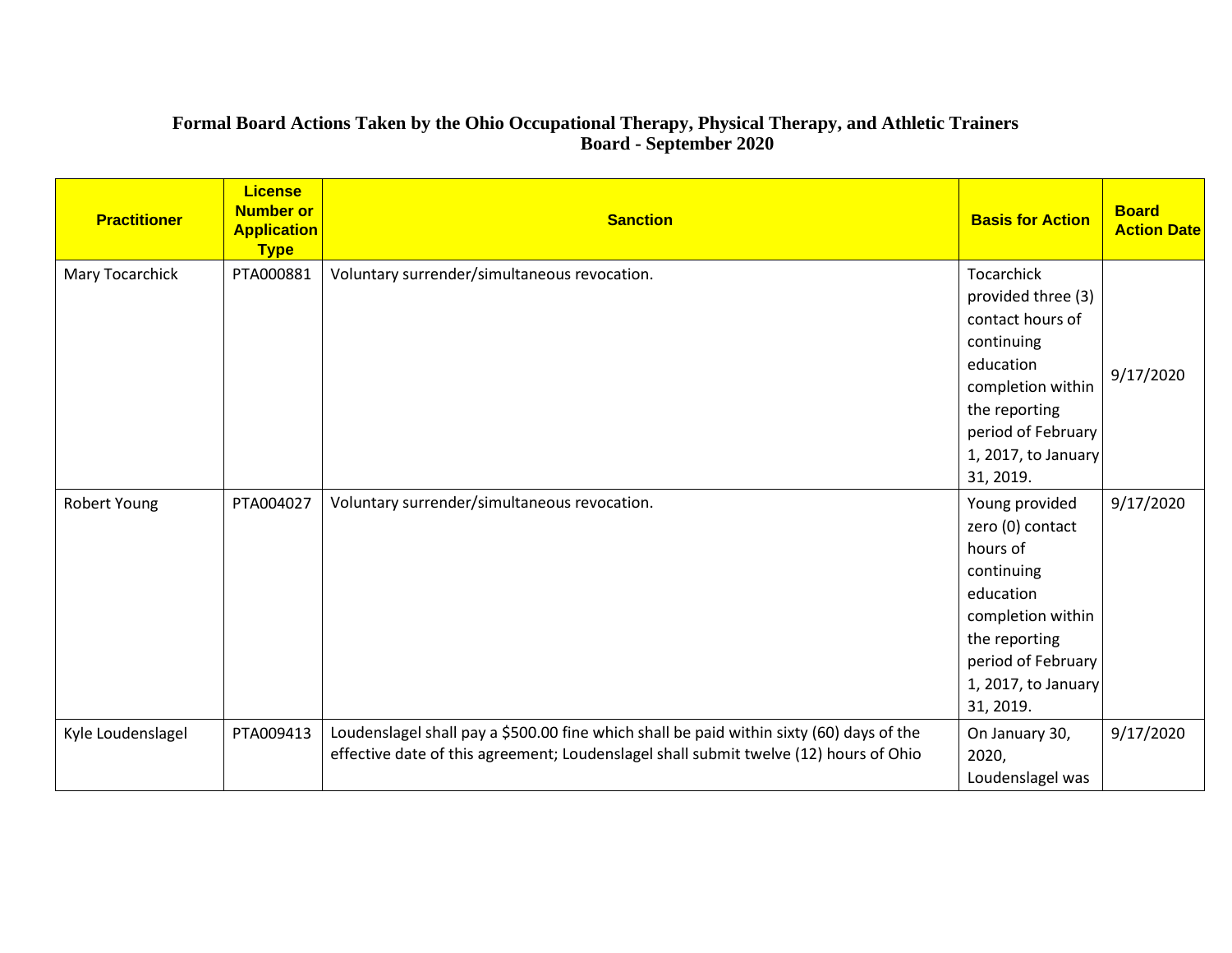**Formal Board Actions Taken by the Ohio Occupational Therapy, Physical Therapy, and Athletic Trainers Board - September 2020**

| Practitioner | License Number or Application Type | Sanction | Basis for Action | Board Action Date |
|---|---|---|---|---|
| Mary Tocarchick | PTA000881 | Voluntary surrender/simultaneous revocation. | Tocarchick provided three (3) contact hours of continuing education completion within the reporting period of February 1, 2017, to January 31, 2019. | 9/17/2020 |
| Robert Young | PTA004027 | Voluntary surrender/simultaneous revocation. | Young provided zero (0) contact hours of continuing education completion within the reporting period of February 1, 2017, to January 31, 2019. | 9/17/2020 |
| Kyle Loudenslagel | PTA009413 | Loudenslagel shall pay a $500.00 fine which shall be paid within sixty (60) days of the effective date of this agreement; Loudenslagel shall submit twelve (12) hours of Ohio | On January 30, 2020, Loudenslagel was | 9/17/2020 |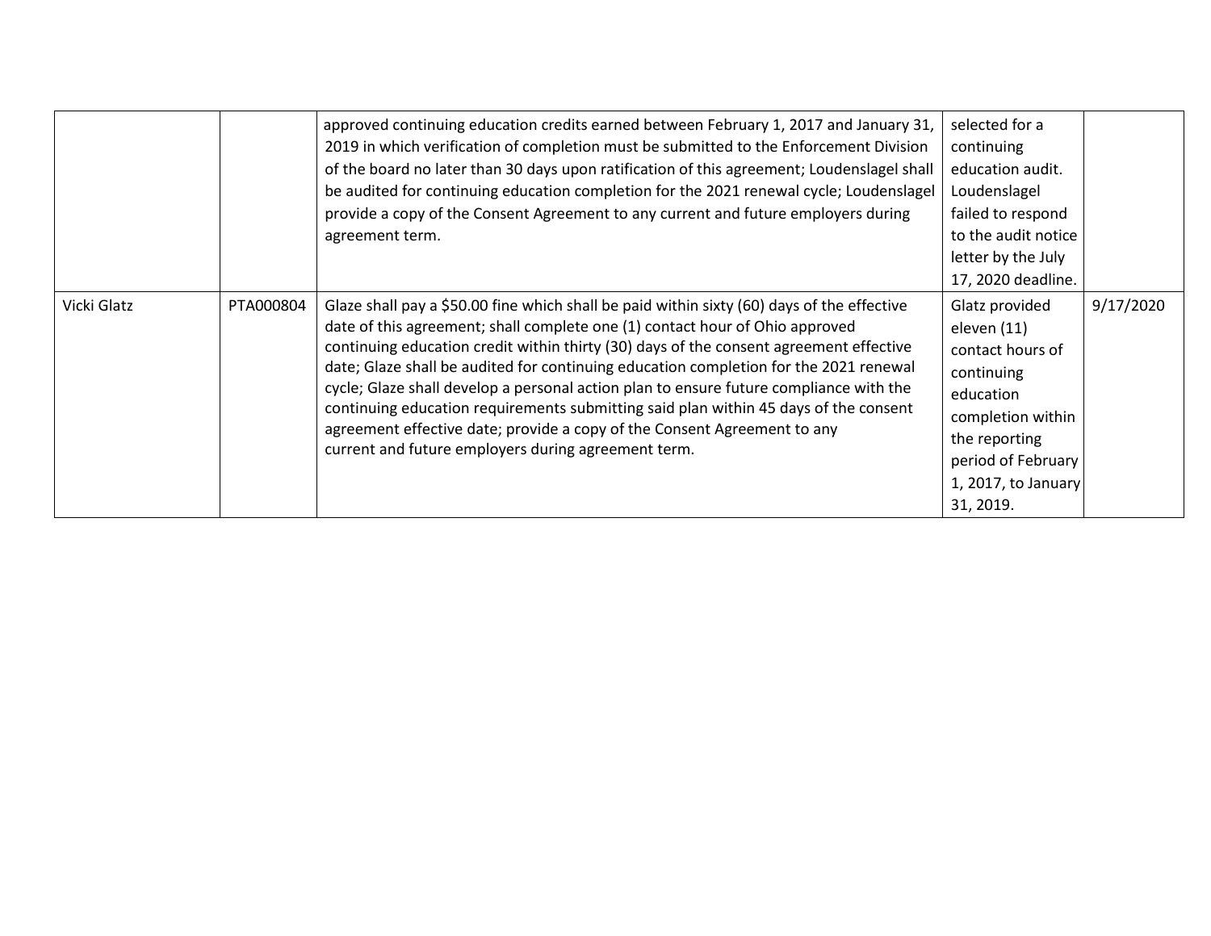| | | | | |
|---|---|---|---|---|
| | | approved continuing education credits earned between February 1, 2017 and January 31, 2019 in which verification of completion must be submitted to the Enforcement Division of the board no later than 30 days upon ratification of this agreement; Loudenslagel shall be audited for continuing education completion for the 2021 renewal cycle; Loudenslagel provide a copy of the Consent Agreement to any current and future employers during agreement term. | selected for a continuing education audit. Loudenslagel failed to respond to the audit notice letter by the July 17, 2020 deadline. | |
| Vicki Glatz | PTA000804 | Glaze shall pay a $50.00 fine which shall be paid within sixty (60) days of the effective date of this agreement; shall complete one (1) contact hour of Ohio approved continuing education credit within thirty (30) days of the consent agreement effective date; Glaze shall be audited for continuing education completion for the 2021 renewal cycle; Glaze shall develop a personal action plan to ensure future compliance with the continuing education requirements submitting said plan within 45 days of the consent agreement effective date; provide a copy of the Consent Agreement to any current and future employers during agreement term. | Glatz provided eleven (11) contact hours of continuing education completion within the reporting period of February 1, 2017, to January 31, 2019. | 9/17/2020 |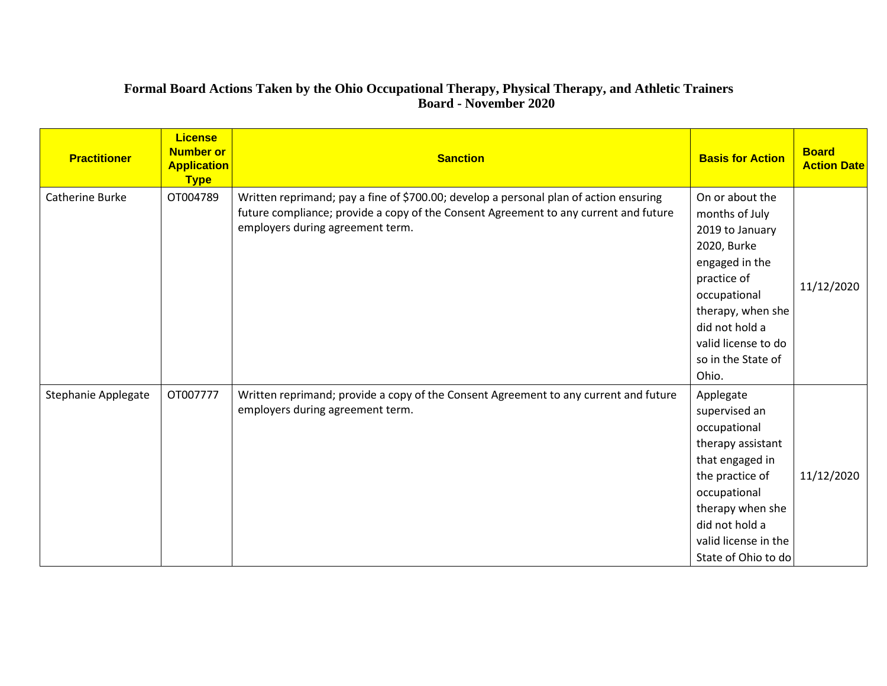**Formal Board Actions Taken by the Ohio Occupational Therapy, Physical Therapy, and Athletic Trainers Board - November 2020**

| Practitioner | License Number or Application Type | Sanction | Basis for Action | Board Action Date |
|---|---|---|---|---|
| Catherine Burke | OT004789 | Written reprimand; pay a fine of $700.00; develop a personal plan of action ensuring future compliance; provide a copy of the Consent Agreement to any current and future employers during agreement term. | On or about the months of July 2019 to January 2020, Burke engaged in the practice of occupational therapy, when she did not hold a valid license to do so in the State of Ohio. | 11/12/2020 |
| Stephanie Applegate | OT007777 | Written reprimand; provide a copy of the Consent Agreement to any current and future employers during agreement term. | Applegate supervised an occupational therapy assistant that engaged in the practice of occupational therapy when she did not hold a valid license in the State of Ohio to do | 11/12/2020 |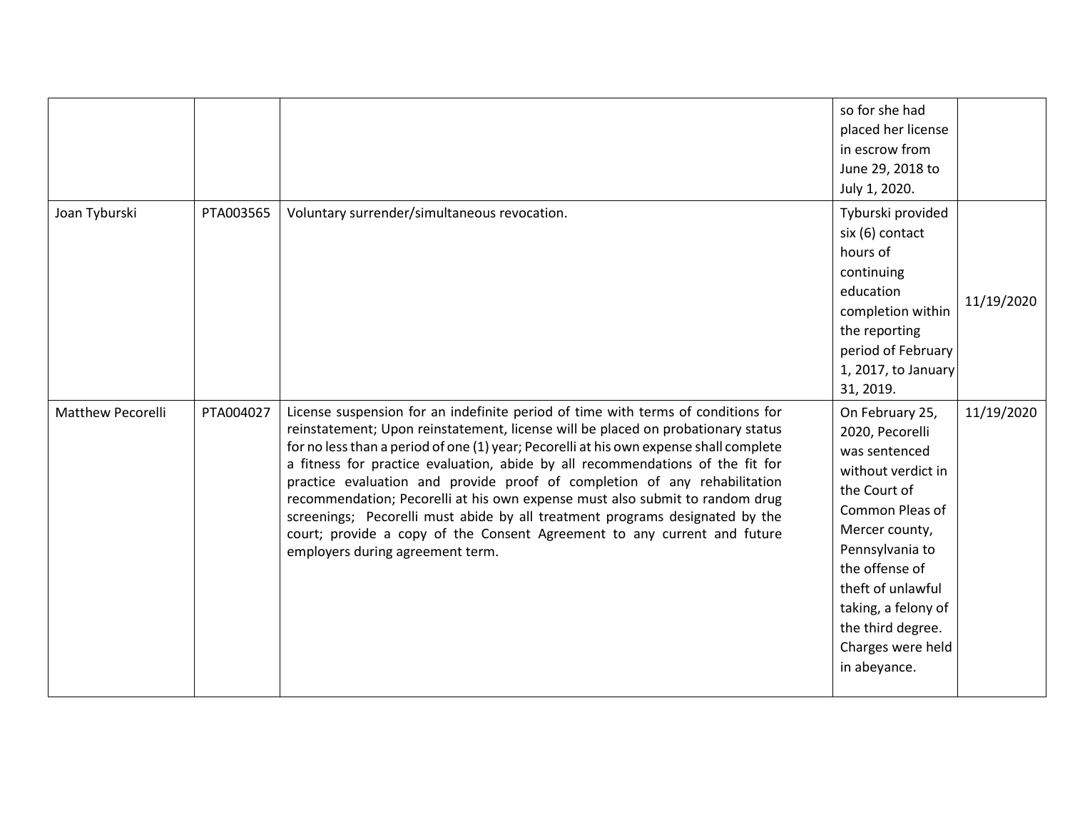| | | | | |
|---|---|---|---|---|
| | | | so for she had placed her license in escrow from June 29, 2018 to July 1, 2020. | |
| Joan Tyburski | PTA003565 | Voluntary surrender/simultaneous revocation. | Tyburski provided six (6) contact hours of continuing education completion within the reporting period of February 1, 2017, to January 31, 2019. | 11/19/2020 |
| Matthew Pecorelli | PTA004027 | License suspension for an indefinite period of time with terms of conditions for reinstatement; Upon reinstatement, license will be placed on probationary status for no less than a period of one (1) year; Pecorelli at his own expense shall complete a fitness for practice evaluation, abide by all recommendations of the fit for practice evaluation and provide proof of completion of any rehabilitation recommendation; Pecorelli at his own expense must also submit to random drug screenings; Pecorelli must abide by all treatment programs designated by the court; provide a copy of the Consent Agreement to any current and future employers during agreement term. | On February 25, 2020, Pecorelli was sentenced without verdict in the Court of Common Pleas of Mercer county, Pennsylvania to the offense of theft of unlawful taking, a felony of the third degree. Charges were held in abeyance. | 11/19/2020 |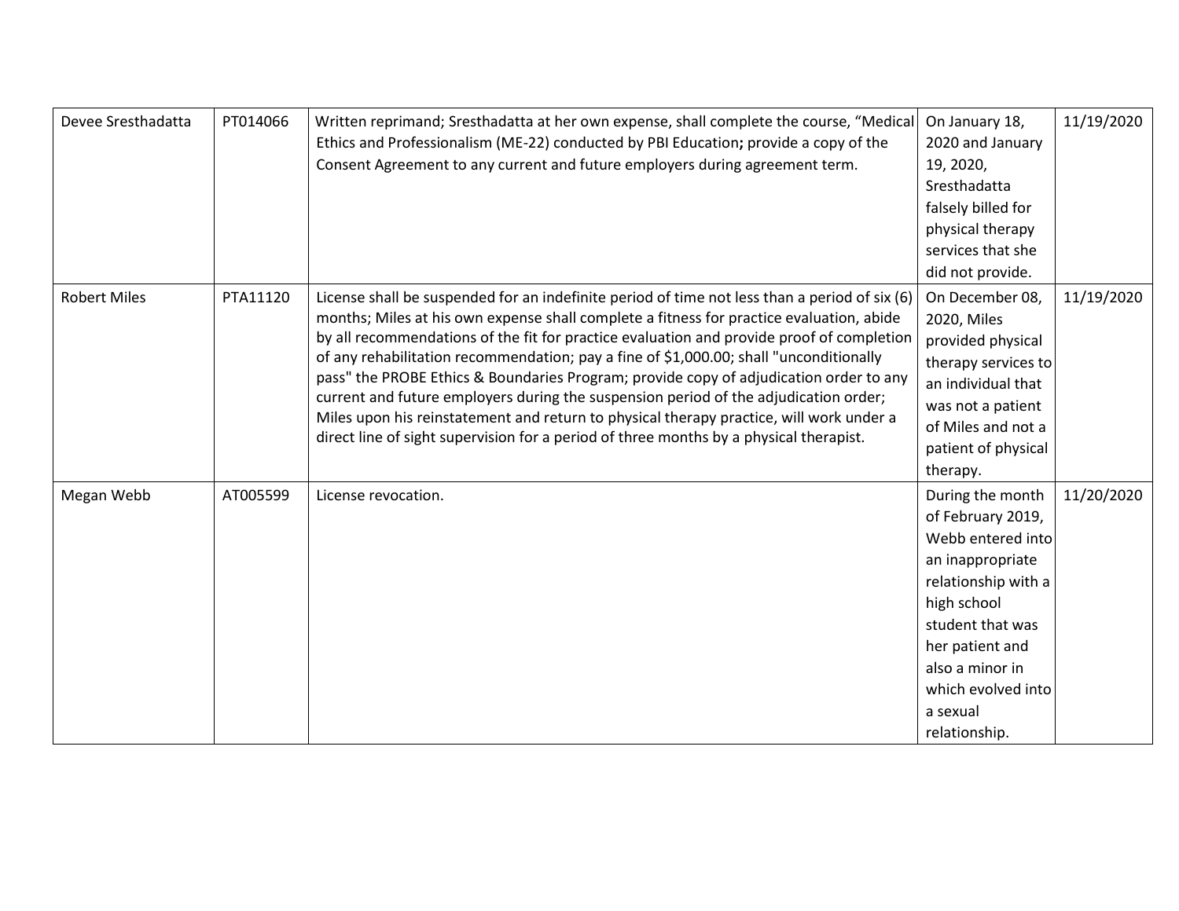| | | | | |
|---|---|---|---|---|
| Devee Sresthadatta | PT014066 | Written reprimand; Sresthadatta at her own expense, shall complete the course, "Medical Ethics and Professionalism (ME-22) conducted by PBI Education**;** provide a copy of the Consent Agreement to any current and future employers during agreement term. | On January 18, 2020 and January 19, 2020, Sresthadatta falsely billed for physical therapy services that she did not provide. | 11/19/2020 |
| Robert Miles | PTA11120 | License shall be suspended for an indefinite period of time not less than a period of six (6) months; Miles at his own expense shall complete a fitness for practice evaluation, abide by all recommendations of the fit for practice evaluation and provide proof of completion of any rehabilitation recommendation; pay a fine of $1,000.00; shall "unconditionally pass" the PROBE Ethics & Boundaries Program; provide copy of adjudication order to any current and future employers during the suspension period of the adjudication order; Miles upon his reinstatement and return to physical therapy practice, will work under a direct line of sight supervision for a period of three months by a physical therapist. | On December 08, 2020, Miles provided physical therapy services to an individual that was not a patient of Miles and not a patient of physical therapy. | 11/19/2020 |
| Megan Webb | AT005599 | License revocation. | During the month of February 2019, Webb entered into an inappropriate relationship with a high school student that was her patient and also a minor in which evolved into a sexual relationship. | 11/20/2020 |